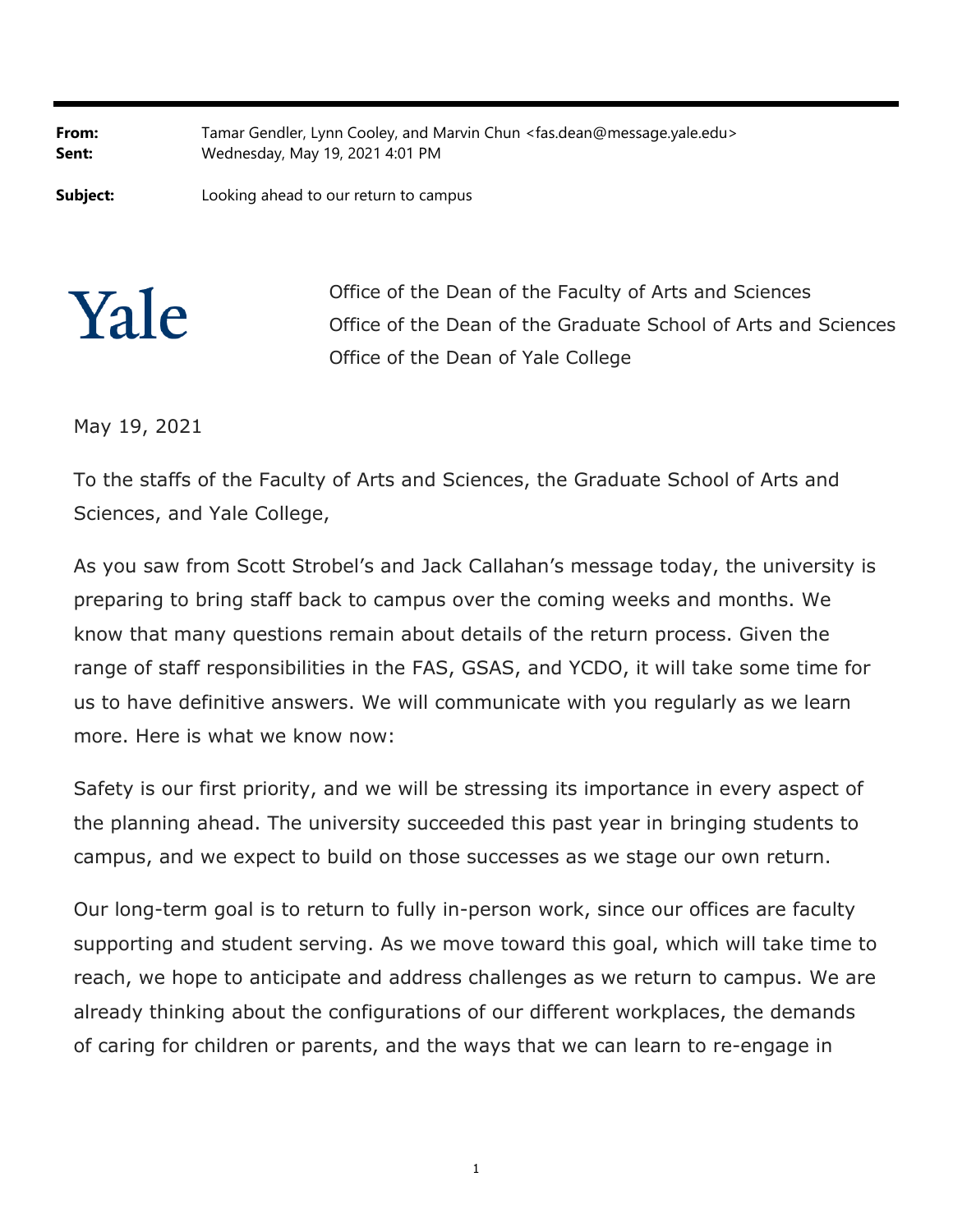**From:** Tamar Gendler, Lynn Cooley, and Marvin Chun <fas.dean@message.yale.edu>
**Sent:** Wednesday, May 19, 2021 4:01 PM

**Subject:** Looking ahead to our return to campus

Yale

Office of the Dean of the Faculty of Arts and Sciences
Office of the Dean of the Graduate School of Arts and Sciences
Office of the Dean of Yale College

May 19, 2021

To the staffs of the Faculty of Arts and Sciences, the Graduate School of Arts and Sciences, and Yale College,

As you saw from Scott Strobel's and Jack Callahan's message today, the university is preparing to bring staff back to campus over the coming weeks and months. We know that many questions remain about details of the return process. Given the range of staff responsibilities in the FAS, GSAS, and YCDO, it will take some time for us to have definitive answers. We will communicate with you regularly as we learn more. Here is what we know now:

Safety is our first priority, and we will be stressing its importance in every aspect of the planning ahead. The university succeeded this past year in bringing students to campus, and we expect to build on those successes as we stage our own return.

Our long-term goal is to return to fully in-person work, since our offices are faculty supporting and student serving. As we move toward this goal, which will take time to reach, we hope to anticipate and address challenges as we return to campus. We are already thinking about the configurations of our different workplaces, the demands of caring for children or parents, and the ways that we can learn to re-engage in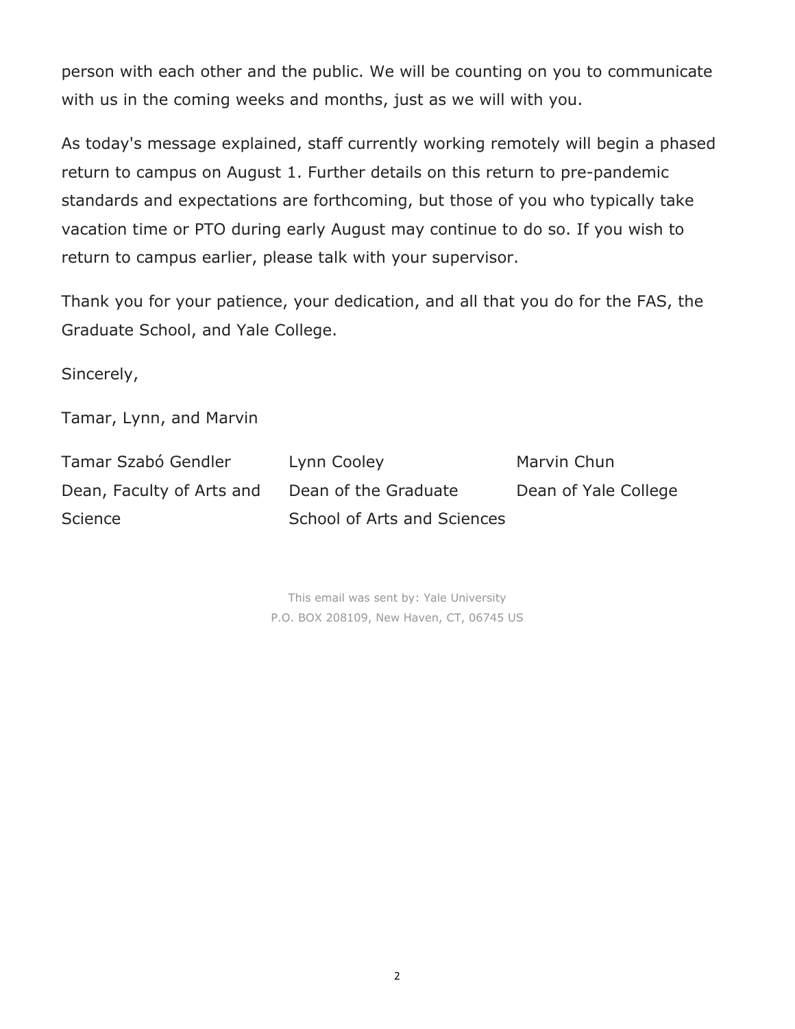person with each other and the public. We will be counting on you to communicate with us in the coming weeks and months, just as we will with you.

As today's message explained, staff currently working remotely will begin a phased return to campus on August 1. Further details on this return to pre-pandemic standards and expectations are forthcoming, but those of you who typically take vacation time or PTO during early August may continue to do so. If you wish to return to campus earlier, please talk with your supervisor.

Thank you for your patience, your dedication, and all that you do for the FAS, the Graduate School, and Yale College.

Sincerely,

Tamar, Lynn, and Marvin

| | | |
|---|---|---|
| Tamar Szabó Gendler | Lynn Cooley | Marvin Chun |
| Dean, Faculty of Arts and Science | Dean of the Graduate School of Arts and Sciences | Dean of Yale College |

This email was sent by: Yale University
P.O. BOX 208109, New Haven, CT, 06745 US